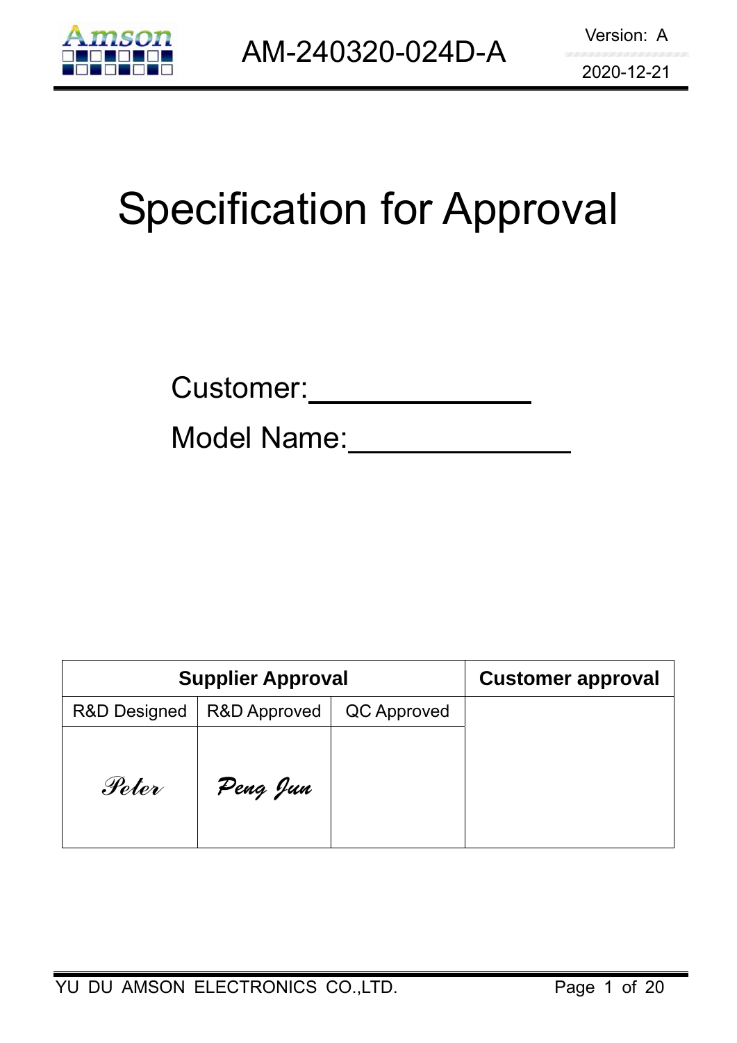# Specification for Approval

Customer:\_\_\_\_\_\_\_\_\_\_\_\_\_\_

Model Name:\_\_\_\_\_\_\_\_\_\_\_\_\_\_

| Supplier Approval | | | Customer approval |
|---|---|---|---|
| R&D Designed | R&D Approved | QC Approved | |
| *Peter* | *Peng Jun* | | |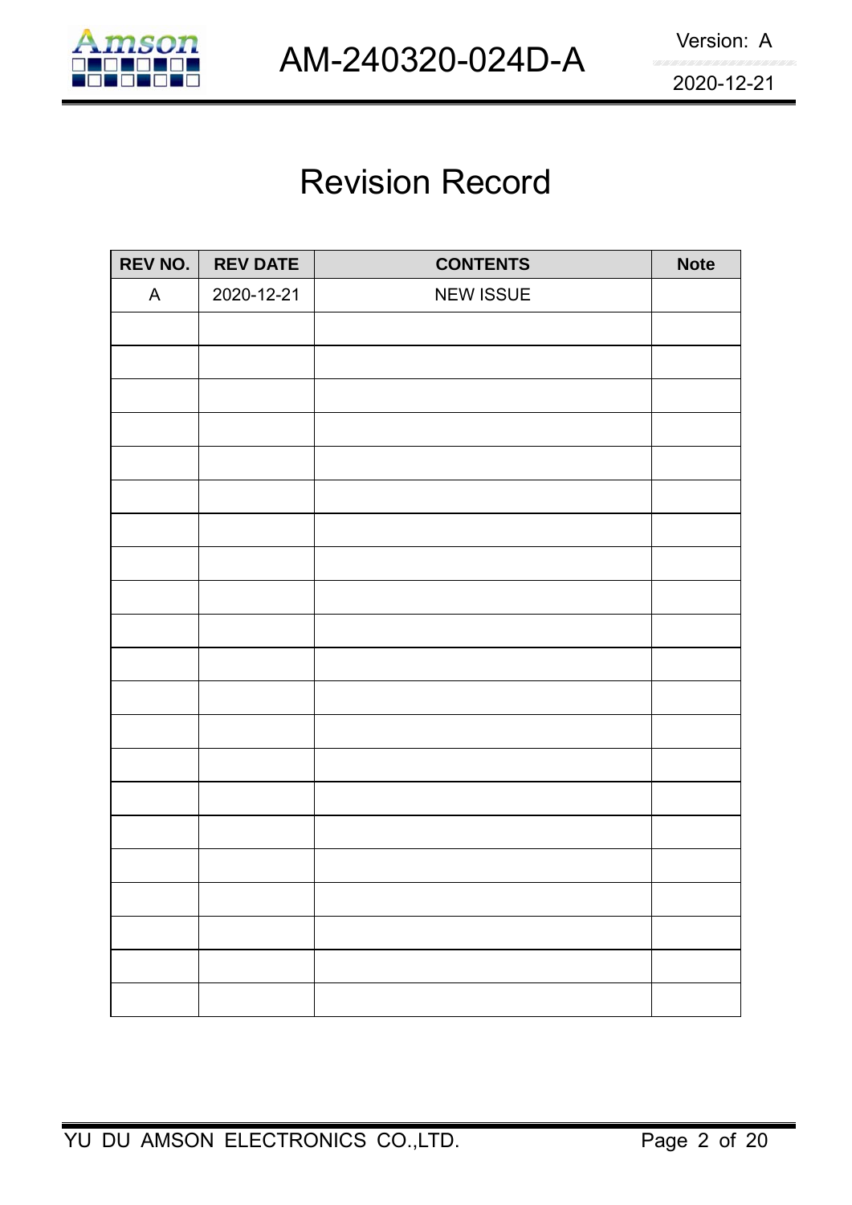# Revision Record

| REV NO. | REV DATE | CONTENTS | Note |
|---|---|---|---|
| A | 2020-12-21 | NEW ISSUE | |
| | | | |
| | | | |
| | | | |
| | | | |
| | | | |
| | | | |
| | | | |
| | | | |
| | | | |
| | | | |
| | | | |
| | | | |
| | | | |
| | | | |
| | | | |
| | | | |
| | | | |
| | | | |
| | | | |
| | | | |
| | | | |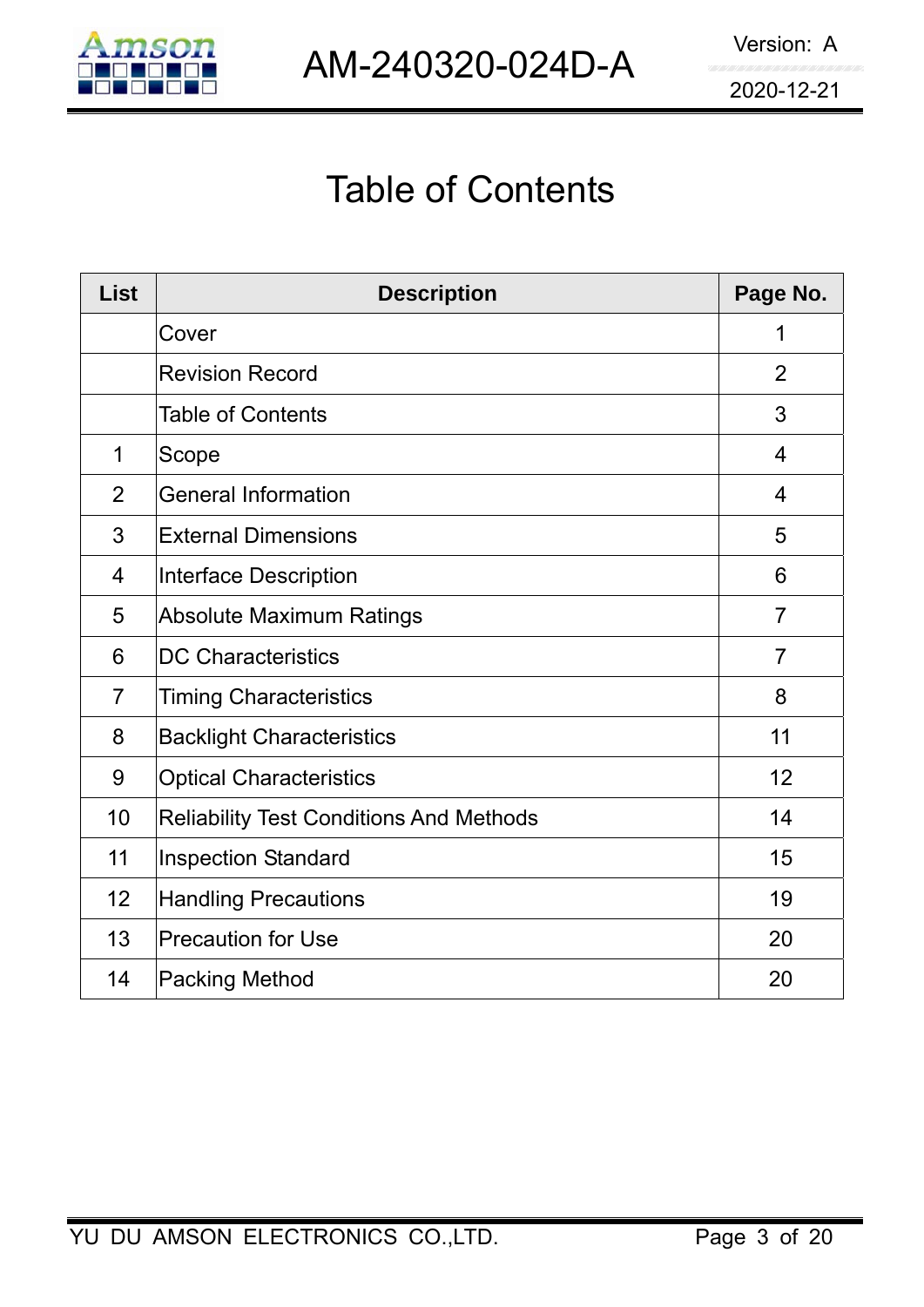# Table of Contents

| List | Description | Page No. |
|---|---|---|
| | Cover | 1 |
| | Revision Record | 2 |
| | Table of Contents | 3 |
| 1 | Scope | 4 |
| 2 | General Information | 4 |
| 3 | External Dimensions | 5 |
| 4 | Interface Description | 6 |
| 5 | Absolute Maximum Ratings | 7 |
| 6 | DC Characteristics | 7 |
| 7 | Timing Characteristics | 8 |
| 8 | Backlight Characteristics | 11 |
| 9 | Optical Characteristics | 12 |
| 10 | Reliability Test Conditions And Methods | 14 |
| 11 | Inspection Standard | 15 |
| 12 | Handling Precautions | 19 |
| 13 | Precaution for Use | 20 |
| 14 | Packing Method | 20 |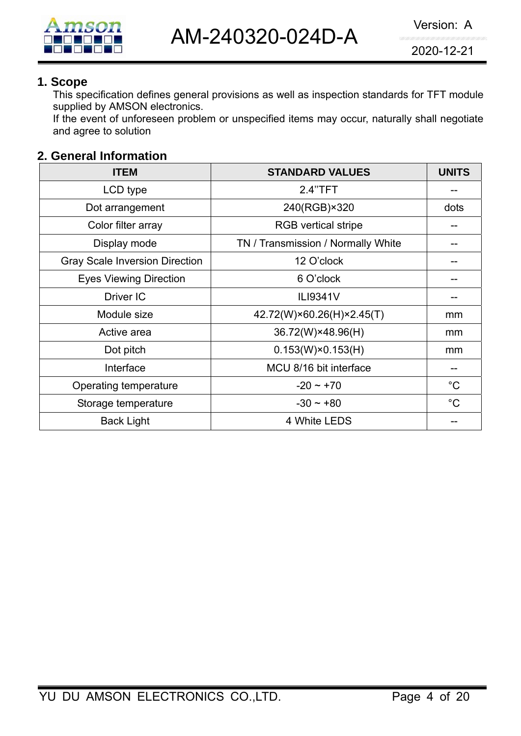## 1. Scope

This specification defines general provisions as well as inspection standards for TFT module supplied by AMSON electronics.

If the event of unforeseen problem or unspecified items may occur, naturally shall negotiate and agree to solution

## 2. General Information

| ITEM | STANDARD VALUES | UNITS |
|---|---|---|
| LCD type | 2.4''TFT | -- |
| Dot arrangement | 240(RGB)×320 | dots |
| Color filter array | RGB vertical stripe | -- |
| Display mode | TN / Transmission / Normally White | -- |
| Gray Scale Inversion Direction | 12 O'clock | -- |
| Eyes Viewing Direction | 6 O'clock | -- |
| Driver IC | ILI9341V | -- |
| Module size | 42.72(W)×60.26(H)×2.45(T) | mm |
| Active area | 36.72(W)×48.96(H) | mm |
| Dot pitch | 0.153(W)×0.153(H) | mm |
| Interface | MCU 8/16 bit interface | -- |
| Operating temperature | -20 ~ +70 | °C |
| Storage temperature | -30 ~ +80 | °C |
| Back Light | 4 White LEDS | -- |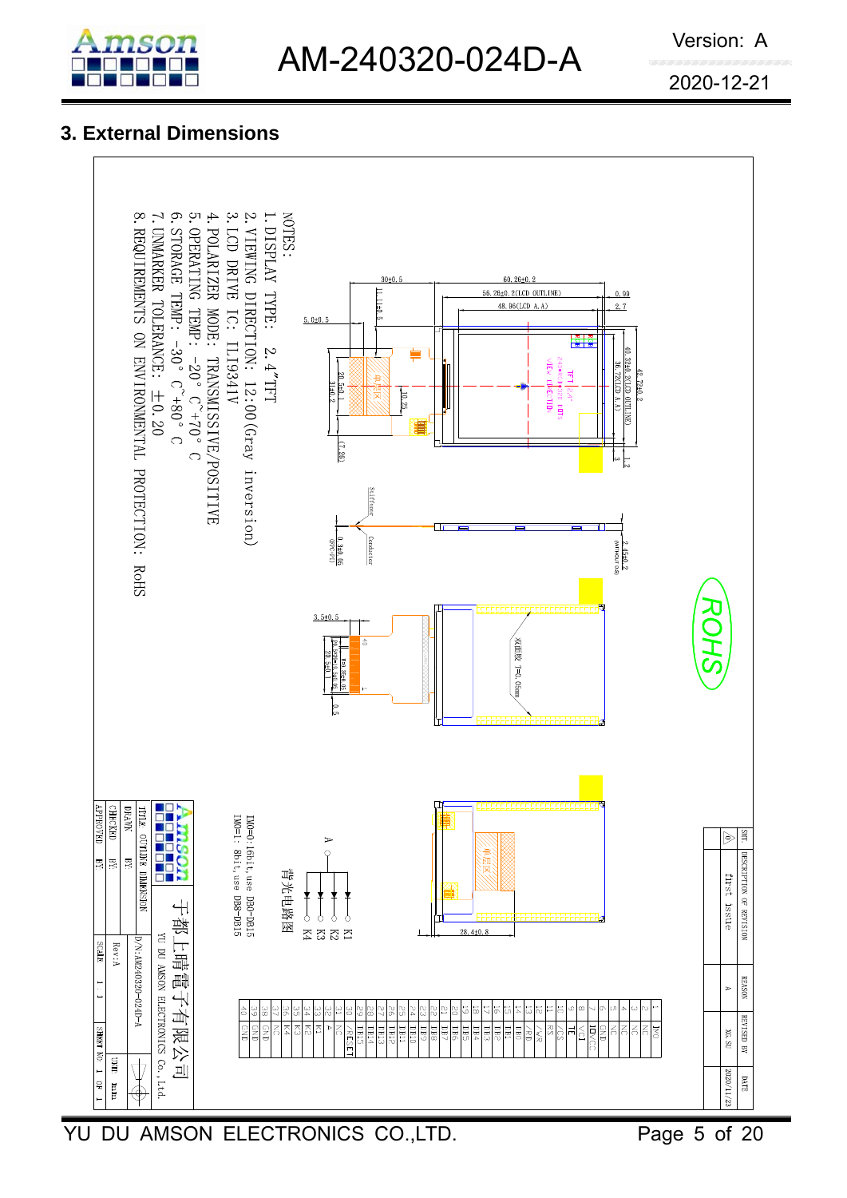## 3. External Dimensions

NOTES:

1. DISPLAY TYPE: 2.4"TFT
2. VIEWING DIRECTION: 12:00(Gray inversion)
3. LCD DRIVE IC: ILI9341V
4. POLARIZER MODE: TRANSMISSIVE/POSITIVE
5. OPERATING TEMP: -20°C~+70°C
6. STORAGE TEMP: -30°C~+80°C
7. UNMARKER TOLERANCE: ±0.20
8. REQUIREMENTS ON ENVIRONMENTAL PROTECTION: RoHS

IM0=0:16bit, use DB0~DB15
IM0=1: 8bit, use DB8~DB15

背光电路图

| PIN | SYMBOL |
|---|---|
| 1 | IM0 |
| 2 | NC |
| 3 | NC |
| 4 | NC |
| 5 | NC |
| 6 | GND |
| 7 | IOVCC |
| 8 | VCI |
| 9 | TE |
| 10 | /CS |
| 11 | RS |
| 12 | /WR |
| 13 | /RD |
| 14 | DB0 |
| 15 | DB1 |
| 16 | DB2 |
| 17 | DB3 |
| 18 | DB4 |
| 19 | DB5 |
| 20 | DB6 |
| 21 | DB7 |
| 22 | DB8 |
| 23 | DB9 |
| 24 | DB10 |
| 25 | DB11 |
| 26 | DB12 |
| 27 | DB13 |
| 28 | DB14 |
| 29 | DB15 |
| 30 | /RESET |
| 31 | NC |
| 32 | A |
| 33 | K1 |
| 34 | K2 |
| 35 | K3 |
| 36 | K4 |
| 37 | NC |
| 38 | GND |
| 39 | GND |
| 40 | GND |

| SYM. | DESCRIPTION OF REVISION | REASON | REVISED BY | DATE |
|---|---|---|---|---|
| A | first issue | A | XG.SU | 2020/11/23 |

| | | |
|---|---|---|
| TITLE: OUTLINE DIMENSION | 于都上晴電子有限公司 YU DU AMSON ELECTRONICS Co.,Ltd. | |
| DRAWN BY: | P/N:AM240320-024D-A | |
| CHECKED BY: | Rev:A | UNIT: mm |
| APPROVED BY: | SCALE: 1:1 | SHEET NO. 1 OF 1 |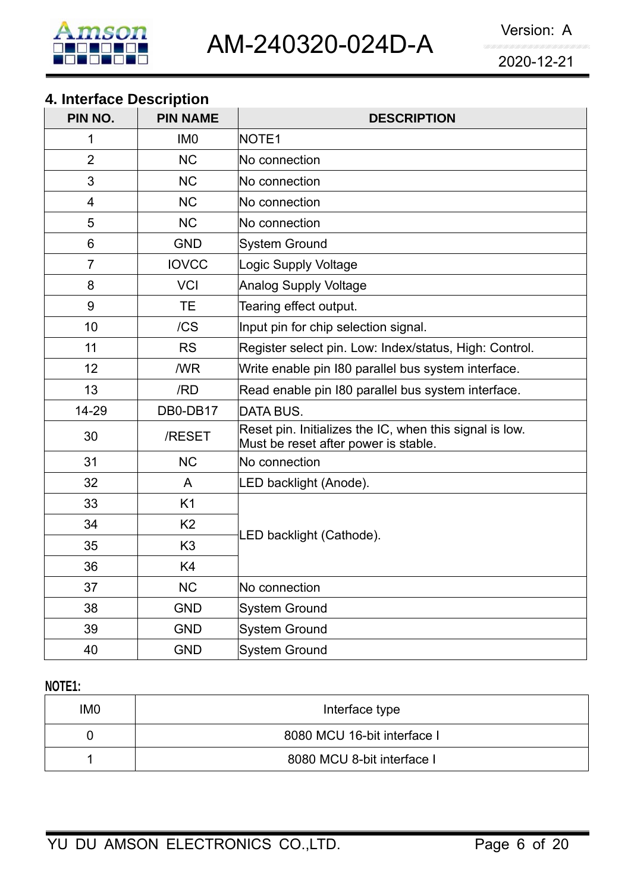## 4. Interface Description

| PIN NO. | PIN NAME | DESCRIPTION |
|---|---|---|
| 1 | IM0 | NOTE1 |
| 2 | NC | No connection |
| 3 | NC | No connection |
| 4 | NC | No connection |
| 5 | NC | No connection |
| 6 | GND | System Ground |
| 7 | IOVCC | Logic Supply Voltage |
| 8 | VCI | Analog Supply Voltage |
| 9 | TE | Tearing effect output. |
| 10 | /CS | Input pin for chip selection signal. |
| 11 | RS | Register select pin. Low: Index/status, High: Control. |
| 12 | /WR | Write enable pin I80 parallel bus system interface. |
| 13 | /RD | Read enable pin I80 parallel bus system interface. |
| 14-29 | DB0-DB17 | DATA BUS. |
| 30 | /RESET | Reset pin. Initializes the IC, when this signal is low. Must be reset after power is stable. |
| 31 | NC | No connection |
| 32 | A | LED backlight (Anode). |
| 33 | K1 | LED backlight (Cathode). |
| 34 | K2 | |
| 35 | K3 | |
| 36 | K4 | |
| 37 | NC | No connection |
| 38 | GND | System Ground |
| 39 | GND | System Ground |
| 40 | GND | System Ground |

**NOTE1:**

| IM0 | Interface type |
|---|---|
| 0 | 8080 MCU 16-bit interface I |
| 1 | 8080 MCU 8-bit interface I |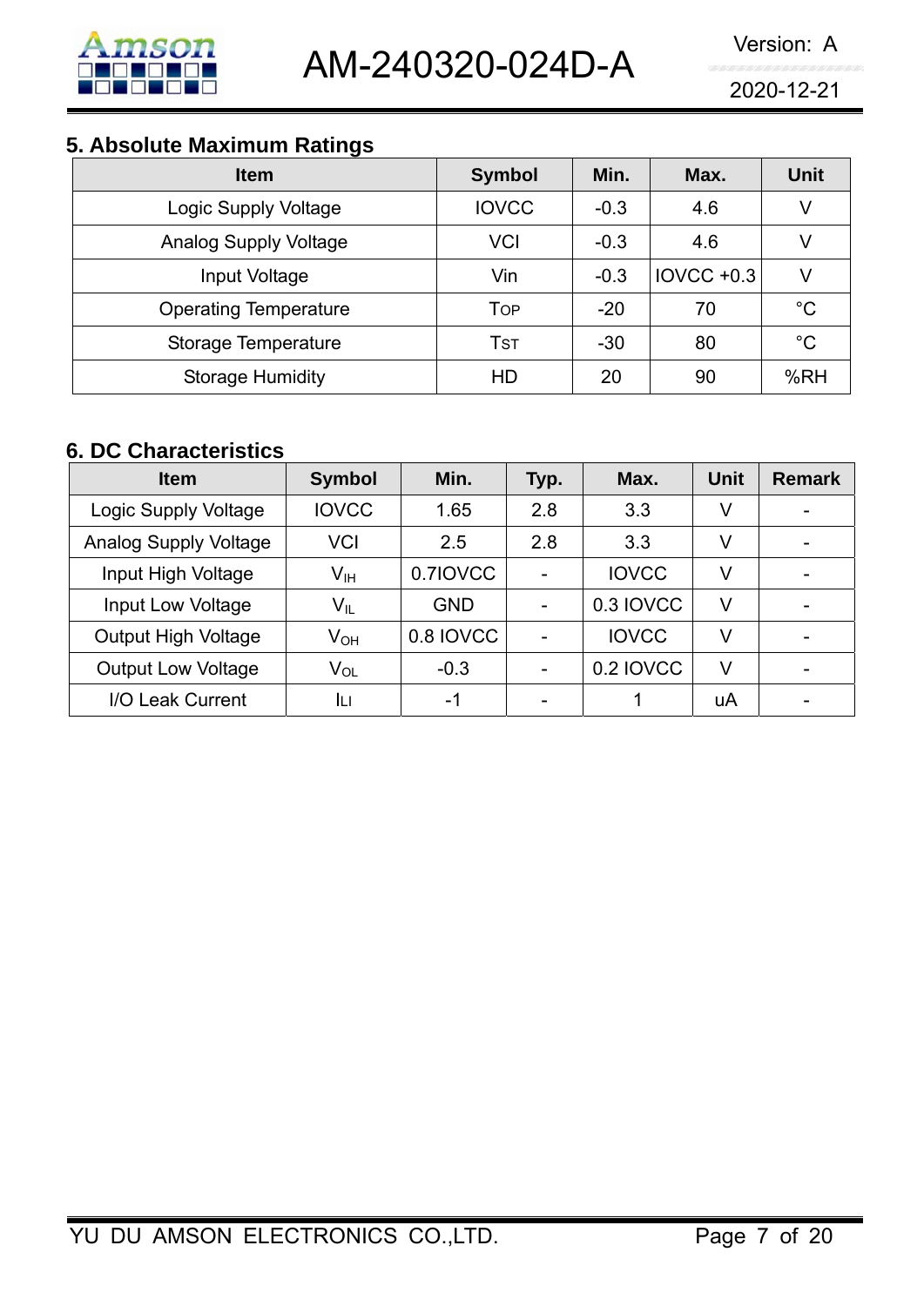## 5. Absolute Maximum Ratings

| Item | Symbol | Min. | Max. | Unit |
|---|---|---|---|---|
| Logic Supply Voltage | IOVCC | -0.3 | 4.6 | V |
| Analog Supply Voltage | VCI | -0.3 | 4.6 | V |
| Input Voltage | Vin | -0.3 | IOVCC +0.3 | V |
| Operating Temperature | $T_{OP}$ | -20 | 70 | °C |
| Storage Temperature | $T_{ST}$ | -30 | 80 | °C |
| Storage Humidity | HD | 20 | 90 | %RH |

## 6. DC Characteristics

| Item | Symbol | Min. | Typ. | Max. | Unit | Remark |
|---|---|---|---|---|---|---|
| Logic Supply Voltage | IOVCC | 1.65 | 2.8 | 3.3 | V | - |
| Analog Supply Voltage | VCI | 2.5 | 2.8 | 3.3 | V | - |
| Input High Voltage | $V_{IH}$ | 0.7IOVCC | - | IOVCC | V | - |
| Input Low Voltage | $V_{IL}$ | GND | - | 0.3 IOVCC | V | - |
| Output High Voltage | $V_{OH}$ | 0.8 IOVCC | - | IOVCC | V | - |
| Output Low Voltage | $V_{OL}$ | -0.3 | - | 0.2 IOVCC | V | - |
| I/O Leak Current | $I_{LI}$ | -1 | - | 1 | uA | - |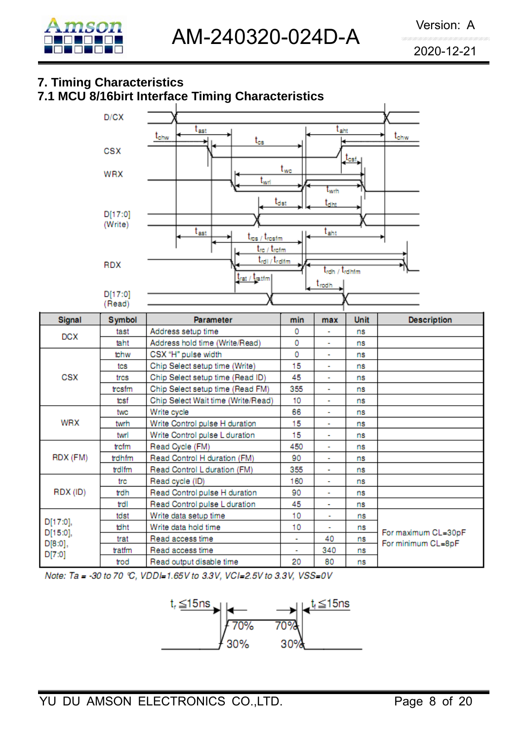## 7. Timing Characteristics

### 7.1 MCU 8/16birt Interface Timing Characteristics

| Signal | Symbol | Parameter | min | max | Unit | Description |
|---|---|---|---|---|---|---|
| DCX | tast | Address setup time | 0 | - | ns | |
| | taht | Address hold time (Write/Read) | 0 | - | ns | |
| CSX | tchw | CSX "H" pulse width | 0 | - | ns | |
| | tcs | Chip Select setup time (Write) | 15 | - | ns | |
| | trcs | Chip Select setup time (Read ID) | 45 | - | ns | |
| | trcsfm | Chip Select setup time (Read FM) | 355 | - | ns | |
| | tcsf | Chip Select Wait time (Write/Read) | 10 | - | ns | |
| WRX | twc | Write cycle | 66 | - | ns | |
| | twrh | Write Control pulse H duration | 15 | - | ns | |
| | twrl | Write Control pulse L duration | 15 | - | ns | |
| RDX (FM) | trcfm | Read Cycle (FM) | 450 | - | ns | |
| | trdhfm | Read Control H duration (FM) | 90 | - | ns | |
| | trdlfm | Read Control L duration (FM) | 355 | - | ns | |
| RDX (ID) | trc | Read cycle (ID) | 160 | - | ns | |
| | trdh | Read Control pulse H duration | 90 | - | ns | |
| | trdl | Read Control pulse L duration | 45 | - | ns | |
| D[17:0], D[15:0], D[8:0], D[7:0] | tdst | Write data setup time | 10 | - | ns | For maximum CL=30pF For minimum CL=8pF |
| | tdht | Write data hold time | 10 | - | ns | |
| | trat | Read access time | - | 40 | ns | |
| | tratfm | Read access time | - | 340 | ns | |
| | trod | Read output disable time | 20 | 80 | ns | |

*Note: Ta = -30 to 70 ℃, VDDI=1.65V to 3.3V, VCI=2.5V to 3.3V, VSS=0V*

$t_r \leq 15ns$ $t_f \leq 15ns$ 70% 70% 30% 30%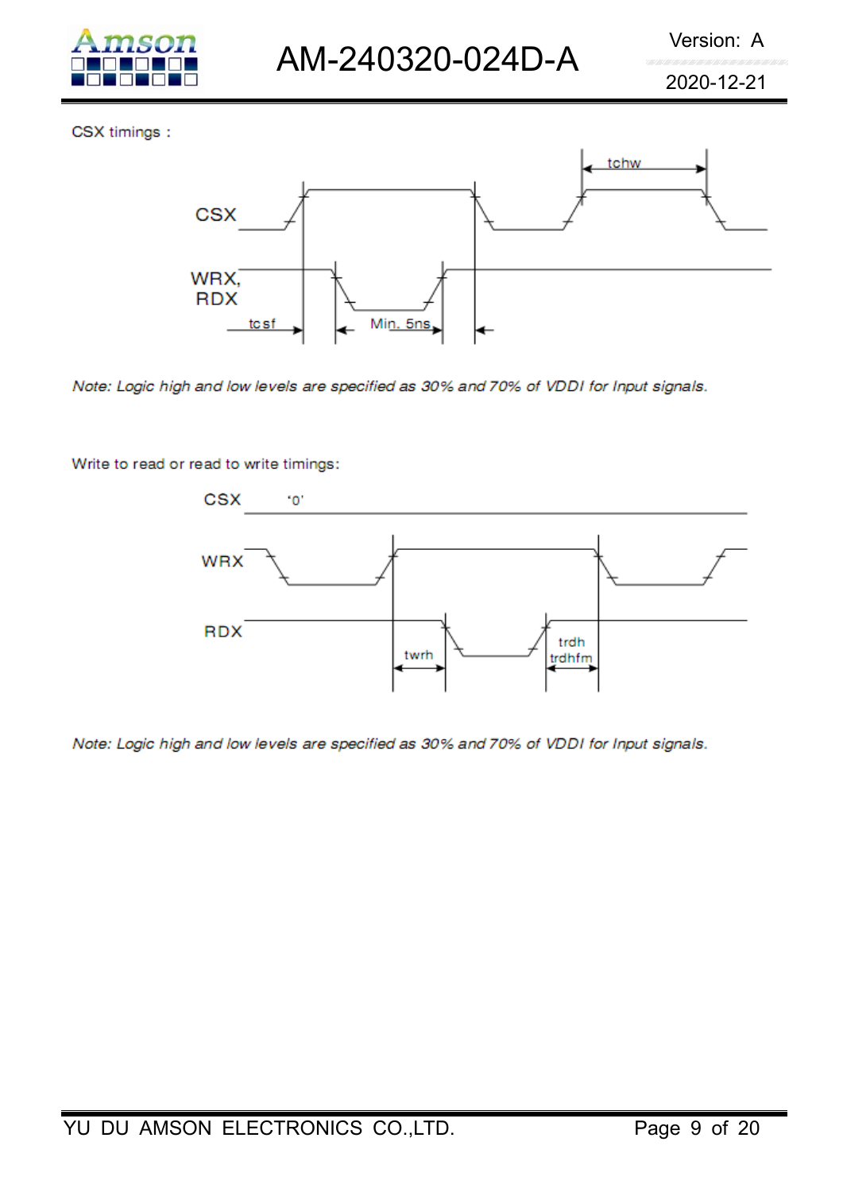CSX timings :

*Note: Logic high and low levels are specified as 30% and 70% of VDDI for Input signals.*

Write to read or read to write timings:

*Note: Logic high and low levels are specified as 30% and 70% of VDDI for Input signals.*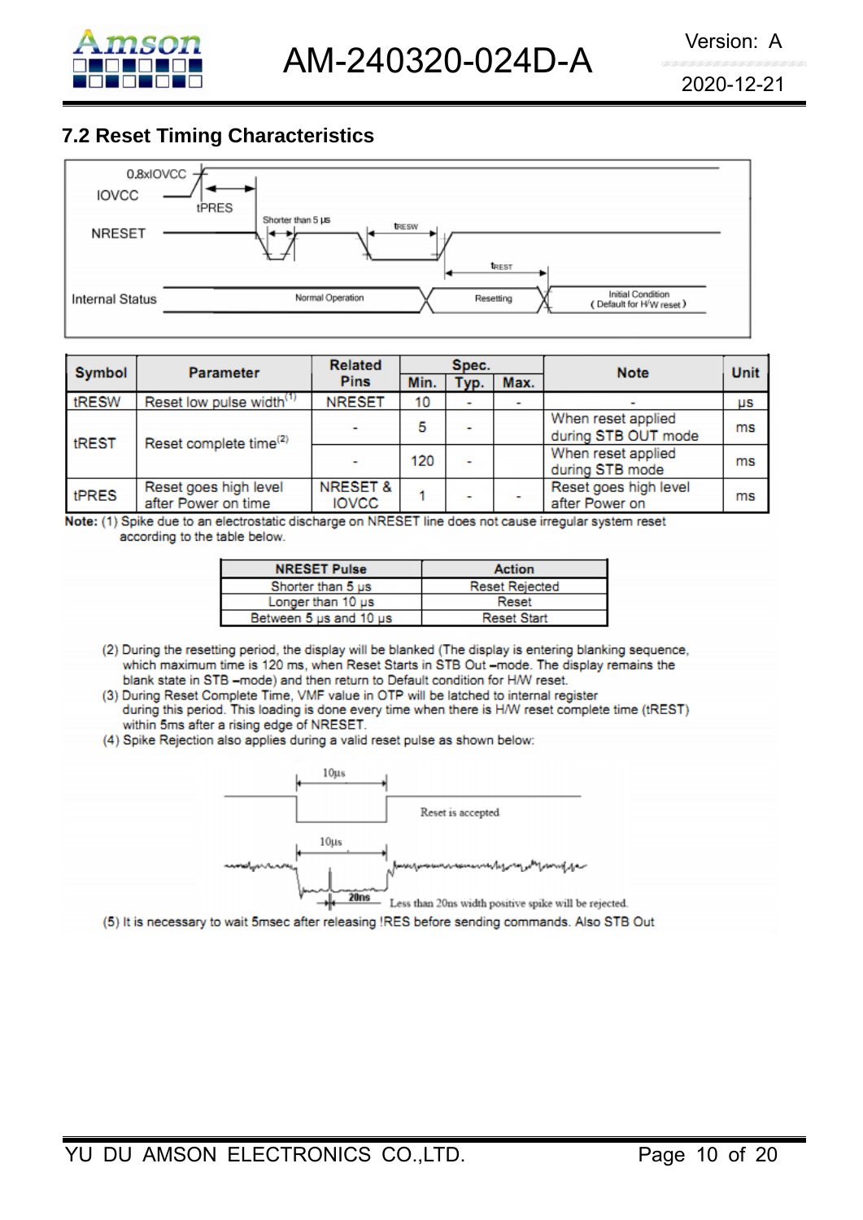## 7.2 Reset Timing Characteristics

| Symbol | Parameter | Related Pins | Spec. | | | Note | Unit |
|---|---|---|---|---|---|---|---|
| | | | Min. | Typ. | Max. | | |
| tRESW | Reset low pulse width[(1)] | NRESET | 10 | - | - | - | µs |
| tREST | Reset complete time[(2)] | - | 5 | - | | When reset applied during STB OUT mode | ms |
| | | - | 120 | - | | When reset applied during STB mode | ms |
| tPRES | Reset goes high level after Power on time | NRESET & IOVCC | 1 | - | - | Reset goes high level after Power on | ms |

**Note:** (1) Spike due to an electrostatic discharge on NRESET line does not cause irregular system reset according to the table below.

| NRESET Pulse | Action |
|---|---|
| Shorter than 5 µs | Reset Rejected |
| Longer than 10 µs | Reset |
| Between 5 µs and 10 µs | Reset Start |

(2) During the resetting period, the display will be blanked (The display is entering blanking sequence, which maximum time is 120 ms, when Reset Starts in STB Out –mode. The display remains the blank state in STB –mode) and then return to Default condition for H/W reset.

(3) During Reset Complete Time, VMF value in OTP will be latched to internal register during this period. This loading is done every time when there is H/W reset complete time (tREST) within 5ms after a rising edge of NRESET.

(4) Spike Rejection also applies during a valid reset pulse as shown below:

(5) It is necessary to wait 5msec after releasing !RES before sending commands. Also STB Out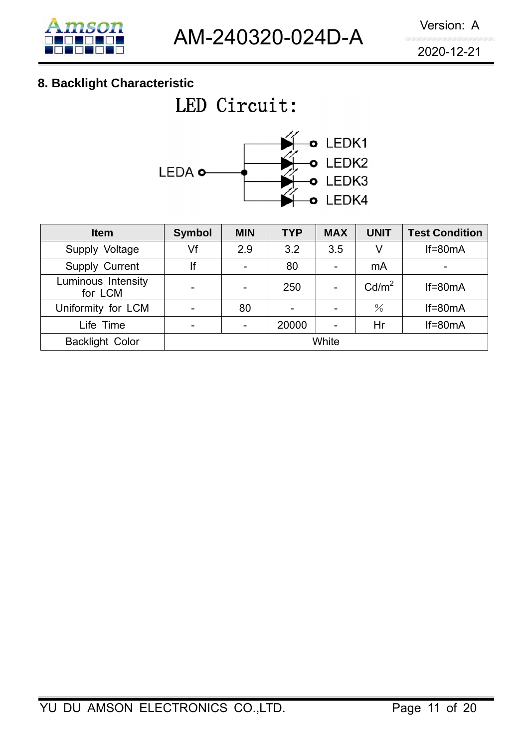## 8. Backlight Characteristic

LED Circuit:

LEDA

LEDK1

LEDK2

LEDK3

LEDK4

| Item | Symbol | MIN | TYP | MAX | UNIT | Test Condition |
|---|---|---|---|---|---|---|
| Supply Voltage | Vf | 2.9 | 3.2 | 3.5 | V | If=80mA |
| Supply Current | If | - | 80 | - | mA | - |
| Luminous Intensity for LCM | - | - | 250 | - | $Cd/m^2$ | If=80mA |
| Uniformity for LCM | - | 80 | - | - | ％ | If=80mA |
| Life Time | - | - | 20000 | - | Hr | If=80mA |
| Backlight Color | White | | | | | |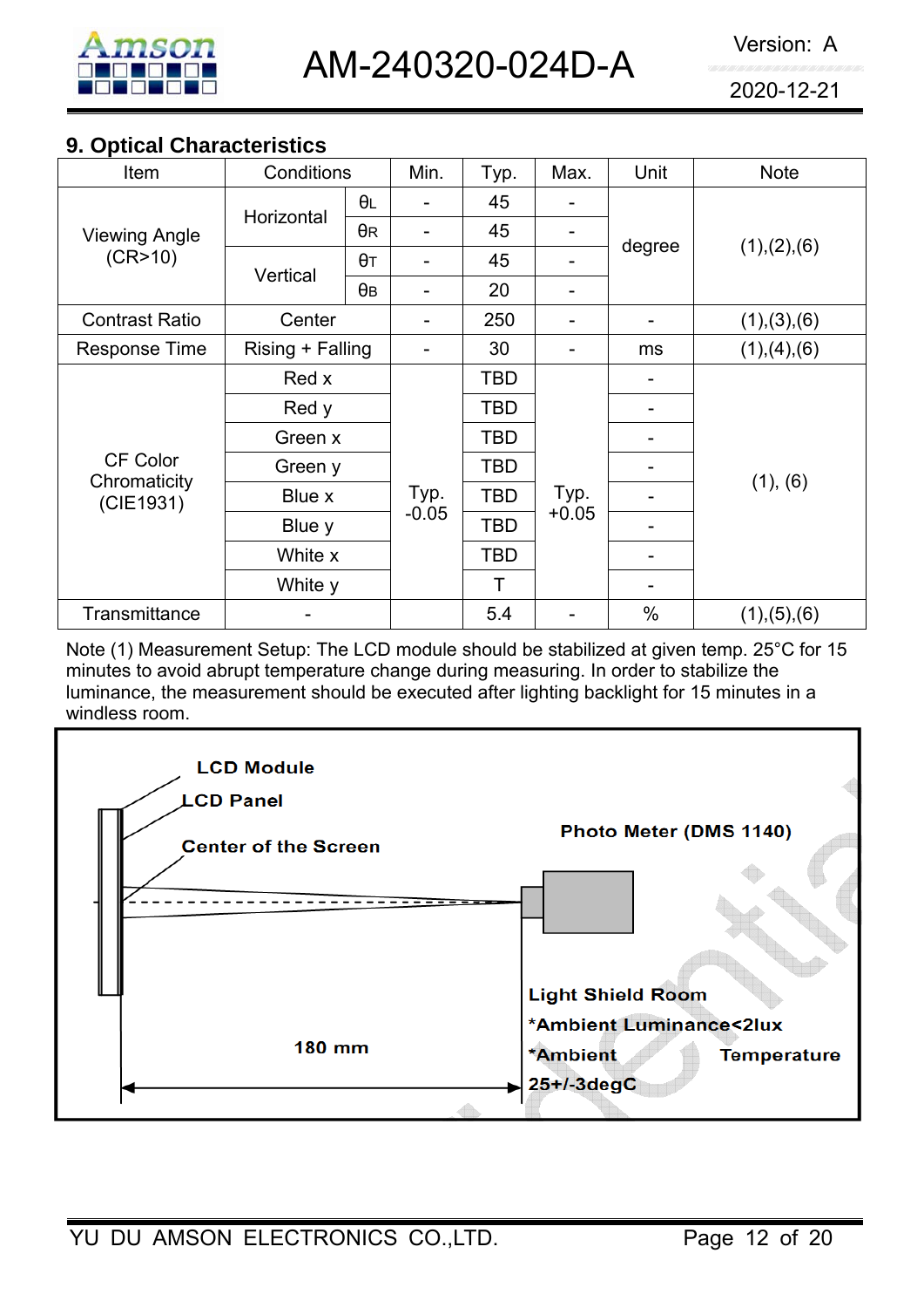## 9. Optical Characteristics

| Item | Conditions | | Min. | Typ. | Max. | Unit | Note |
|---|---|---|---|---|---|---|---|
| Viewing Angle (CR>10) | Horizontal | $\theta_L$ | - | 45 | - | degree | (1),(2),(6) |
| | | $\theta_R$ | - | 45 | - | | |
| | Vertical | $\theta_T$ | - | 45 | - | | |
| | | $\theta_B$ | - | 20 | - | | |
| Contrast Ratio | Center | | - | 250 | - | - | (1),(3),(6) |
| Response Time | Rising + Falling | | - | 30 | - | ms | (1),(4),(6) |
| CF Color Chromaticity (CIE1931) | Red x | | Typ. -0.05 | TBD | Typ. +0.05 | - | (1), (6) |
| | Red y | | | TBD | | - | |
| | Green x | | | TBD | | - | |
| | Green y | | | TBD | | - | |
| | Blue x | | | TBD | | - | |
| | Blue y | | | TBD | | - | |
| | White x | | | TBD | | - | |
| | White y | | | T | | - | |
| Transmittance | - | | | 5.4 | - | % | (1),(5),(6) |

Note (1) Measurement Setup: The LCD module should be stabilized at given temp. 25°C for 15 minutes to avoid abrupt temperature change during measuring. In order to stabilize the luminance, the measurement should be executed after lighting backlight for 15 minutes in a windless room.

LCD Module
LCD Panel
Center of the Screen
Photo Meter (DMS 1140)
180 mm
Light Shield Room
*Ambient Luminance<2lux
*Ambient Temperature 25+/-3degC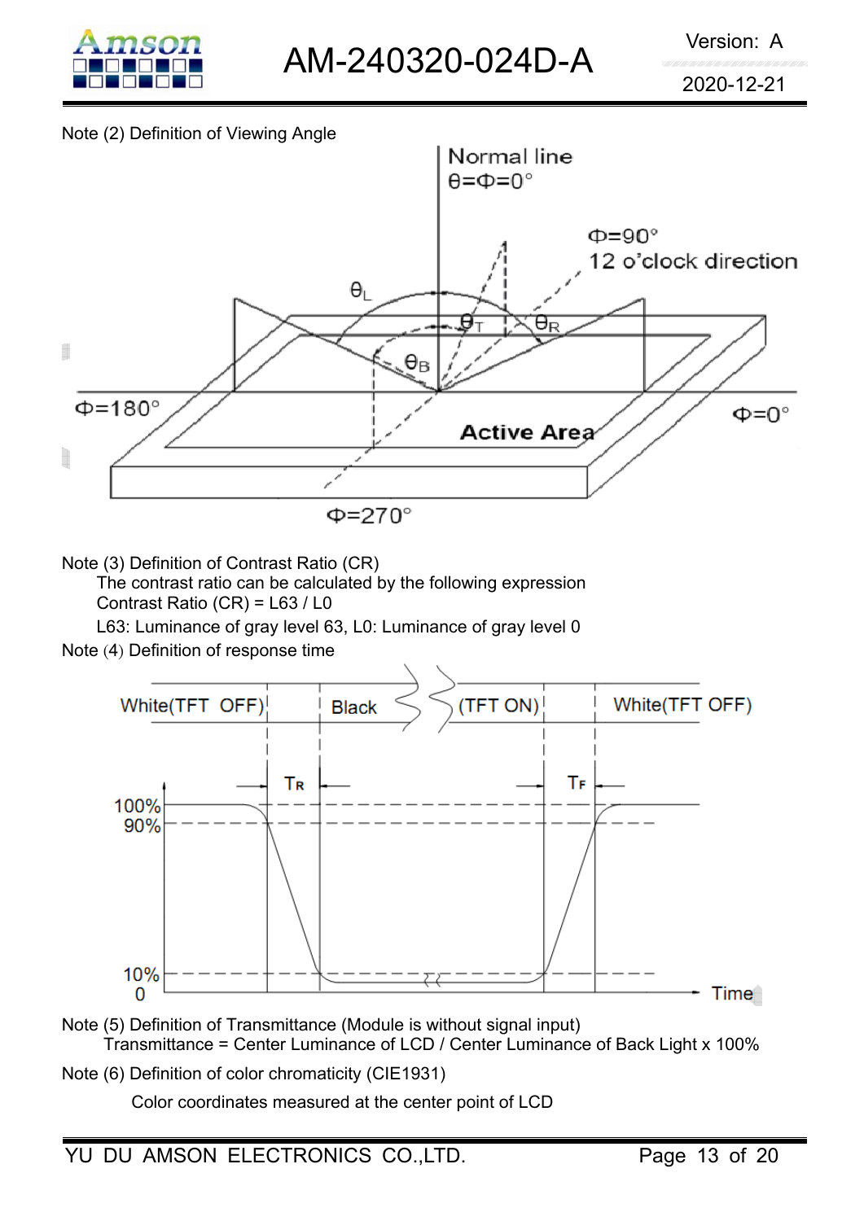Note (2) Definition of Viewing Angle

Note (3) Definition of Contrast Ratio (CR)

The contrast ratio can be calculated by the following expression

Contrast Ratio (CR) = L63 / L0

L63: Luminance of gray level 63, L0: Luminance of gray level 0

Note (4) Definition of response time

Note (5) Definition of Transmittance (Module is without signal input)

Transmittance = Center Luminance of LCD / Center Luminance of Back Light x 100%

Note (6) Definition of color chromaticity (CIE1931)

Color coordinates measured at the center point of LCD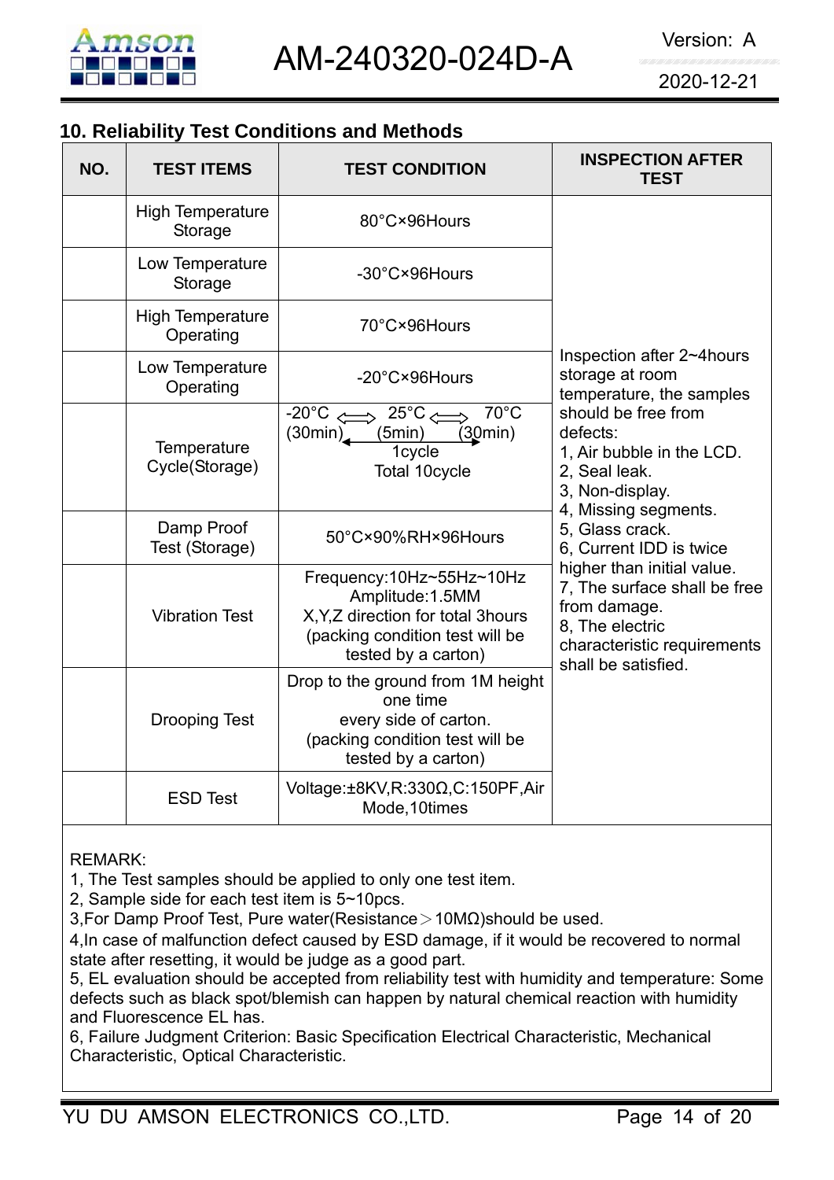## 10. Reliability Test Conditions and Methods

| NO. | TEST ITEMS | TEST CONDITION | INSPECTION AFTER TEST |
|---|---|---|---|
| | High Temperature Storage | 80°C×96Hours | Inspection after 2~4hours storage at room temperature, the samples should be free from defects:<br>1, Air bubble in the LCD.<br>2, Seal leak.<br>3, Non-display.<br>4, Missing segments.<br>5, Glass crack.<br>6, Current IDD is twice higher than initial value.<br>7, The surface shall be free from damage.<br>8, The electric characteristic requirements shall be satisfied. |
| | Low Temperature Storage | -30°C×96Hours | |
| | High Temperature Operating | 70°C×96Hours | |
| | Low Temperature Operating | -20°C×96Hours | |
| | Temperature Cycle(Storage) | -20°C ⟺ 25°C ⟺ 70°C<br>(30min) (5min) (30min)<br>1cycle<br>Total 10cycle | |
| | Damp Proof Test (Storage) | 50°C×90%RH×96Hours | |
| | Vibration Test | Frequency:10Hz~55Hz~10Hz<br>Amplitude:1.5MM<br>X,Y,Z direction for total 3hours<br>(packing condition test will be tested by a carton) | |
| | Drooping Test | Drop to the ground from 1M height one time<br>every side of carton.<br>(packing condition test will be tested by a carton) | |
| | ESD Test | Voltage:±8KV,R:330Ω,C:150PF,Air Mode,10times | |

REMARK:

1, The Test samples should be applied to only one test item.

2, Sample side for each test item is 5~10pcs.

3,For Damp Proof Test, Pure water(Resistance＞10MΩ)should be used.

4,In case of malfunction defect caused by ESD damage, if it would be recovered to normal state after resetting, it would be judge as a good part.

5, EL evaluation should be accepted from reliability test with humidity and temperature: Some defects such as black spot/blemish can happen by natural chemical reaction with humidity and Fluorescence EL has.

6, Failure Judgment Criterion: Basic Specification Electrical Characteristic, Mechanical Characteristic, Optical Characteristic.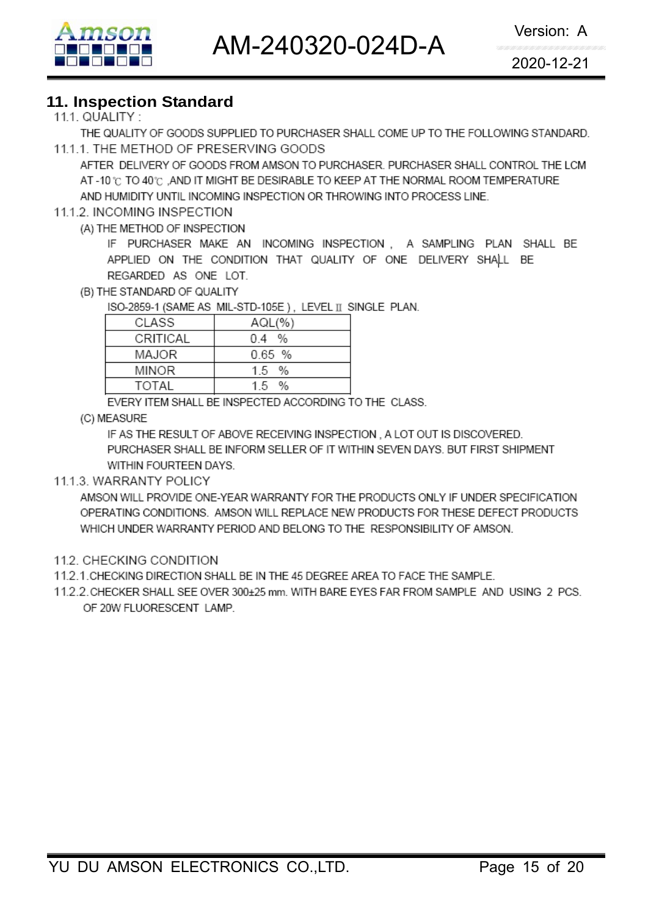## 11. Inspection Standard

11.1. QUALITY :

THE QUALITY OF GOODS SUPPLIED TO PURCHASER SHALL COME UP TO THE FOLLOWING STANDARD.

11.1.1. THE METHOD OF PRESERVING GOODS

AFTER DELIVERY OF GOODS FROM AMSON TO PURCHASER. PURCHASER SHALL CONTROL THE LCM AT -10℃ TO 40℃ ,AND IT MIGHT BE DESIRABLE TO KEEP AT THE NORMAL ROOM TEMPERATURE AND HUMIDITY UNTIL INCOMING INSPECTION OR THROWING INTO PROCESS LINE.

11.1.2. INCOMING INSPECTION

(A) THE METHOD OF INSPECTION

IF PURCHASER MAKE AN INCOMING INSPECTION , A SAMPLING PLAN SHALL BE APPLIED ON THE CONDITION THAT QUALITY OF ONE DELIVERY SHALL BE REGARDED AS ONE LOT.

(B) THE STANDARD OF QUALITY

ISO-2859-1 (SAME AS MIL-STD-105E ) , LEVEL II SINGLE PLAN.

| CLASS | AQL(%) |
|---|---|
| CRITICAL | 0.4 % |
| MAJOR | 0.65 % |
| MINOR | 1.5 % |
| TOTAL | 1.5 % |

EVERY ITEM SHALL BE INSPECTED ACCORDING TO THE CLASS.

(C) MEASURE

IF AS THE RESULT OF ABOVE RECEIVING INSPECTION , A LOT OUT IS DISCOVERED. PURCHASER SHALL BE INFORM SELLER OF IT WITHIN SEVEN DAYS. BUT FIRST SHIPMENT WITHIN FOURTEEN DAYS.

11.1.3. WARRANTY POLICY

AMSON WILL PROVIDE ONE-YEAR WARRANTY FOR THE PRODUCTS ONLY IF UNDER SPECIFICATION OPERATING CONDITIONS. AMSON WILL REPLACE NEW PRODUCTS FOR THESE DEFECT PRODUCTS WHICH UNDER WARRANTY PERIOD AND BELONG TO THE RESPONSIBILITY OF AMSON.

11.2. CHECKING CONDITION

11.2.1.CHECKING DIRECTION SHALL BE IN THE 45 DEGREE AREA TO FACE THE SAMPLE.

11.2.2.CHECKER SHALL SEE OVER 300±25 mm. WITH BARE EYES FAR FROM SAMPLE AND USING 2 PCS. OF 20W FLUORESCENT LAMP.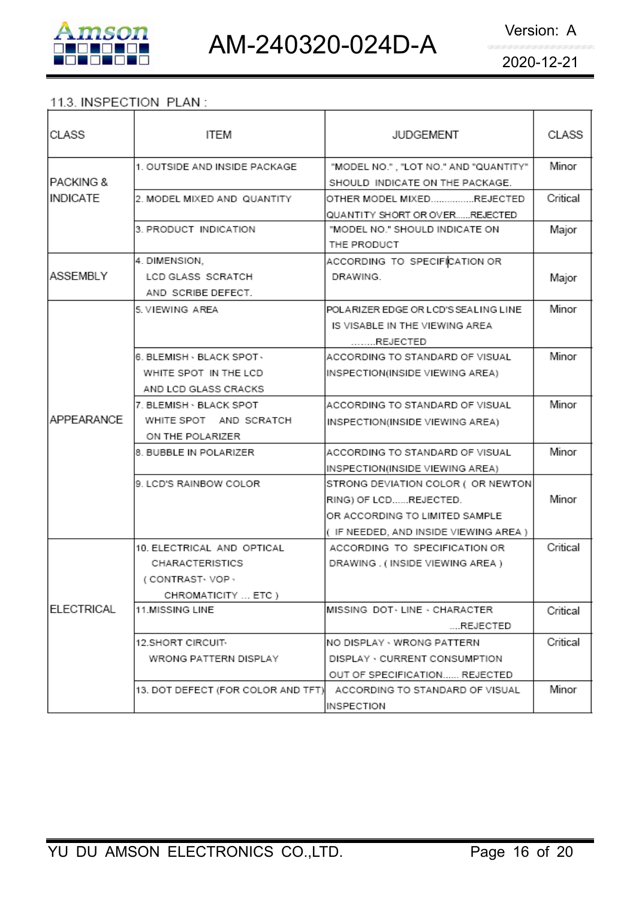### 11.3. INSPECTION PLAN :

| CLASS | ITEM | JUDGEMENT | CLASS |
|---|---|---|---|
| PACKING & INDICATE | 1. OUTSIDE AND INSIDE PACKAGE | "MODEL NO." , "LOT NO." AND "QUANTITY" SHOULD INDICATE ON THE PACKAGE. | Minor |
| | 2. MODEL MIXED AND QUANTITY | OTHER MODEL MIXED................REJECTED QUANTITY SHORT OR OVER......REJECTED | Critical |
| | 3. PRODUCT INDICATION | "MODEL NO." SHOULD INDICATE ON THE PRODUCT | Major |
| ASSEMBLY | 4. DIMENSION, LCD GLASS SCRATCH AND SCRIBE DEFECT. | ACCORDING TO SPECIFICATION OR DRAWING. | Major |
| APPEARANCE | 5. VIEWING AREA | POLARIZER EDGE OR LCD'S SEALING LINE IS VISABLE IN THE VIEWING AREA ........REJECTED | Minor |
| | 6. BLEMISH、BLACK SPOT、WHITE SPOT IN THE LCD AND LCD GLASS CRACKS | ACCORDING TO STANDARD OF VISUAL INSPECTION(INSIDE VIEWING AREA) | Minor |
| | 7. BLEMISH、BLACK SPOT WHITE SPOT AND SCRATCH ON THE POLARIZER | ACCORDING TO STANDARD OF VISUAL INSPECTION(INSIDE VIEWING AREA) | Minor |
| | 8. BUBBLE IN POLARIZER | ACCORDING TO STANDARD OF VISUAL INSPECTION(INSIDE VIEWING AREA) | Minor |
| | 9. LCD'S RAINBOW COLOR | STRONG DEVIATION COLOR ( OR NEWTON RING) OF LCD......REJECTED. OR ACCORDING TO LIMITED SAMPLE ( IF NEEDED, AND INSIDE VIEWING AREA ) | Minor |
| ELECTRICAL | 10. ELECTRICAL AND OPTICAL CHARACTERISTICS ( CONTRAST、VOP、CHROMATICITY ... ETC ) | ACCORDING TO SPECIFICATION OR DRAWING . ( INSIDE VIEWING AREA ) | Critical |
| | 11.MISSING LINE | MISSING DOT、LINE、CHARACTER ....REJECTED | Critical |
| | 12.SHORT CIRCUIT、WRONG PATTERN DISPLAY | NO DISPLAY、WRONG PATTERN DISPLAY、CURRENT CONSUMPTION OUT OF SPECIFICATION...... REJECTED | Critical |
| | 13. DOT DEFECT (FOR COLOR AND TFT) | ACCORDING TO STANDARD OF VISUAL INSPECTION | Minor |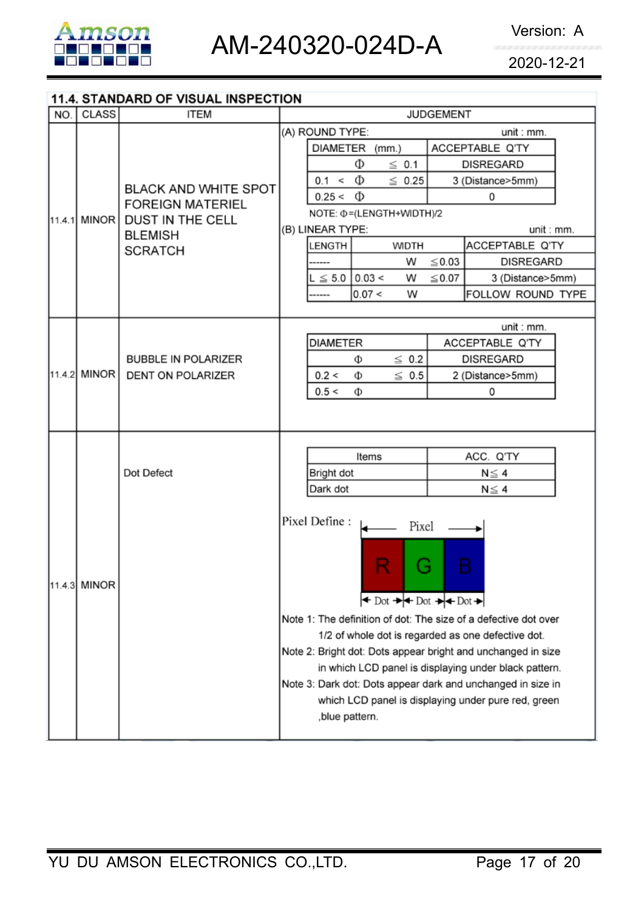## 11.4. STANDARD OF VISUAL INSPECTION

| NO. | CLASS | ITEM | JUDGEMENT |
|---|---|---|---|
| 11.4.1 | MINOR | BLACK AND WHITE SPOT<br>FOREIGN MATERIEL<br>DUST IN THE CELL<br>BLEMISH<br>SCRATCH | (A) ROUND TYPE: unit : mm. (see table A)<br>NOTE: Φ=(LENGTH+WIDTH)/2<br>(B) LINEAR TYPE: unit : mm. (see table B) |
| 11.4.2 | MINOR | BUBBLE IN POLARIZER<br>DENT ON POLARIZER | unit : mm. (see table C) |
| 11.4.3 | MINOR | Dot Defect | (see table D) |

**11.4.1 (A) ROUND TYPE:** unit : mm.

| DIAMETER (mm.) | ACCEPTABLE Q'TY |
|---|---|
| Φ ≦ 0.1 | DISREGARD |
| 0.1 < Φ ≦ 0.25 | 3 (Distance>5mm) |
| 0.25 < Φ | 0 |

NOTE: Φ=(LENGTH+WIDTH)/2

**11.4.1 (B) LINEAR TYPE:** unit : mm.

| LENGTH | WIDTH | ACCEPTABLE Q'TY |
|---|---|---|
| ------ | W ≦0.03 | DISREGARD |
| L ≦ 5.0 | 0.03 < W ≦0.07 | 3 (Distance>5mm) |
| ------ | 0.07 < W | FOLLOW ROUND TYPE |

**11.4.2** unit : mm.

| DIAMETER | ACCEPTABLE Q'TY |
|---|---|
| Φ ≦ 0.2 | DISREGARD |
| 0.2 < Φ ≦ 0.5 | 2 (Distance>5mm) |
| 0.5 < Φ | 0 |

**11.4.3**

| Items | ACC. Q'TY |
|---|---|
| Bright dot | N≦ 4 |
| Dark dot | N≦ 4 |

Pixel Define : Pixel = R (Dot) + G (Dot) + B (Dot)

Note 1: The definition of dot: The size of a defective dot over 1/2 of whole dot is regarded as one defective dot.

Note 2: Bright dot: Dots appear bright and unchanged in size in which LCD panel is displaying under black pattern.

Note 3: Dark dot: Dots appear dark and unchanged in size in which LCD panel is displaying under pure red, green ,blue pattern.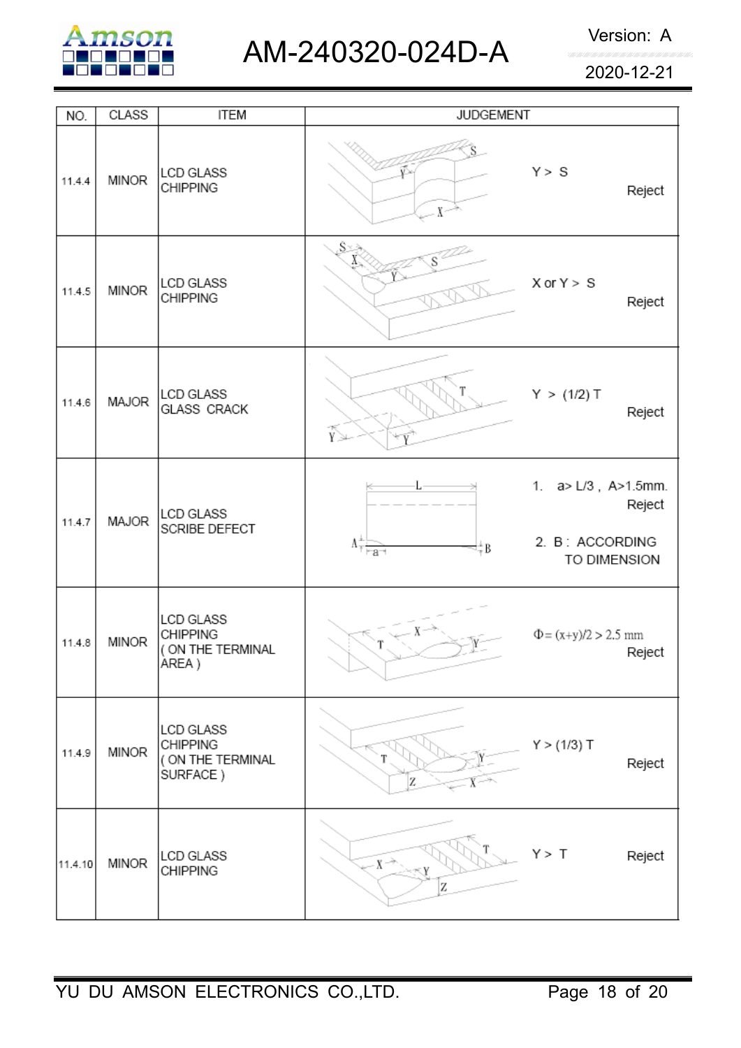| NO. | CLASS | ITEM | JUDGEMENT |
|---|---|---|---|
| 11.4.4 | MINOR | LCD GLASS CHIPPING | $Y > S$ Reject |
| 11.4.5 | MINOR | LCD GLASS CHIPPING | X or $Y > S$ Reject |
| 11.4.6 | MAJOR | LCD GLASS GLASS CRACK | $Y > (1/2)\ T$ Reject |
| 11.4.7 | MAJOR | LCD GLASS SCRIBE DEFECT | 1. $a > L/3$, $A > 1.5$mm. Reject<br>2. B : ACCORDING TO DIMENSION |
| 11.4.8 | MINOR | LCD GLASS CHIPPING ( ON THE TERMINAL AREA ) | $\Phi = (x+y)/2 > 2.5$ mm Reject |
| 11.4.9 | MINOR | LCD GLASS CHIPPING ( ON THE TERMINAL SURFACE ) | $Y > (1/3)\ T$ Reject |
| 11.4.10 | MINOR | LCD GLASS CHIPPING | $Y > T$ Reject |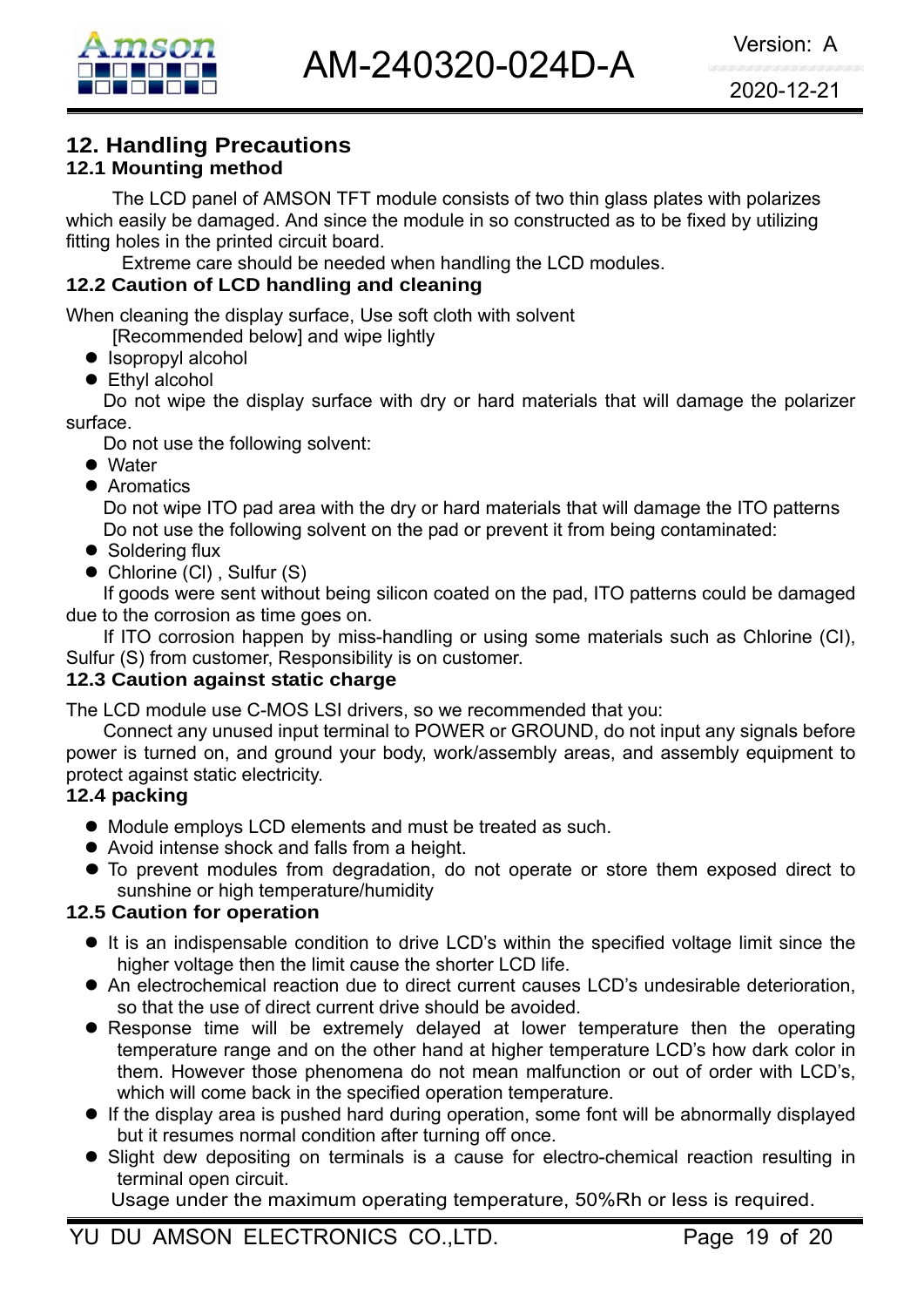## 12. Handling Precautions

### 12.1 Mounting method

The LCD panel of AMSON TFT module consists of two thin glass plates with polarizes which easily be damaged. And since the module in so constructed as to be fixed by utilizing fitting holes in the printed circuit board.

Extreme care should be needed when handling the LCD modules.

### 12.2 Caution of LCD handling and cleaning

When cleaning the display surface, Use soft cloth with solvent [Recommended below] and wipe lightly

- Isopropyl alcohol
- Ethyl alcohol

Do not wipe the display surface with dry or hard materials that will damage the polarizer surface.

Do not use the following solvent:

- Water
- Aromatics

Do not wipe ITO pad area with the dry or hard materials that will damage the ITO patterns
Do not use the following solvent on the pad or prevent it from being contaminated:

- Soldering flux
- Chlorine (Cl) , Sulfur (S)

If goods were sent without being silicon coated on the pad, ITO patterns could be damaged due to the corrosion as time goes on.

If ITO corrosion happen by miss-handling or using some materials such as Chlorine (CI), Sulfur (S) from customer, Responsibility is on customer.

### 12.3 Caution against static charge

The LCD module use C-MOS LSI drivers, so we recommended that you:

Connect any unused input terminal to POWER or GROUND, do not input any signals before power is turned on, and ground your body, work/assembly areas, and assembly equipment to protect against static electricity.

### 12.4 packing

- Module employs LCD elements and must be treated as such.
- Avoid intense shock and falls from a height.
- To prevent modules from degradation, do not operate or store them exposed direct to sunshine or high temperature/humidity

### 12.5 Caution for operation

- It is an indispensable condition to drive LCD's within the specified voltage limit since the higher voltage then the limit cause the shorter LCD life.
- An electrochemical reaction due to direct current causes LCD's undesirable deterioration, so that the use of direct current drive should be avoided.
- Response time will be extremely delayed at lower temperature then the operating temperature range and on the other hand at higher temperature LCD's how dark color in them. However those phenomena do not mean malfunction or out of order with LCD's, which will come back in the specified operation temperature.
- If the display area is pushed hard during operation, some font will be abnormally displayed but it resumes normal condition after turning off once.
- Slight dew depositing on terminals is a cause for electro-chemical reaction resulting in terminal open circuit.

Usage under the maximum operating temperature, 50%Rh or less is required.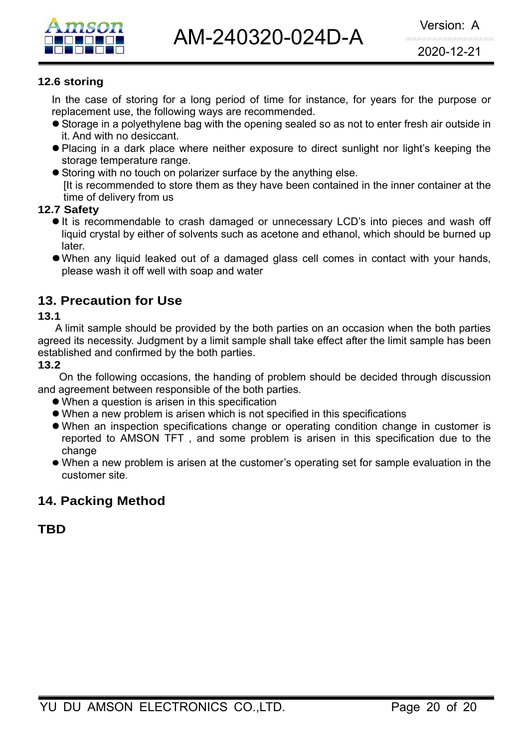**12.6 storing**

In the case of storing for a long period of time for instance, for years for the purpose or replacement use, the following ways are recommended.

- Storage in a polyethylene bag with the opening sealed so as not to enter fresh air outside in it. And with no desiccant.
- Placing in a dark place where neither exposure to direct sunlight nor light's keeping the storage temperature range.
- Storing with no touch on polarizer surface by the anything else.
  [It is recommended to store them as they have been contained in the inner container at the time of delivery from us

**12.7 Safety**

- It is recommendable to crash damaged or unnecessary LCD's into pieces and wash off liquid crystal by either of solvents such as acetone and ethanol, which should be burned up later.
- When any liquid leaked out of a damaged glass cell comes in contact with your hands, please wash it off well with soap and water

## 13. Precaution for Use

**13.1**

A limit sample should be provided by the both parties on an occasion when the both parties agreed its necessity. Judgment by a limit sample shall take effect after the limit sample has been established and confirmed by the both parties.

**13.2**

On the following occasions, the handing of problem should be decided through discussion and agreement between responsible of the both parties.

- When a question is arisen in this specification
- When a new problem is arisen which is not specified in this specifications
- When an inspection specifications change or operating condition change in customer is reported to AMSON TFT , and some problem is arisen in this specification due to the change
- When a new problem is arisen at the customer's operating set for sample evaluation in the customer site.

## 14. Packing Method

**TBD**